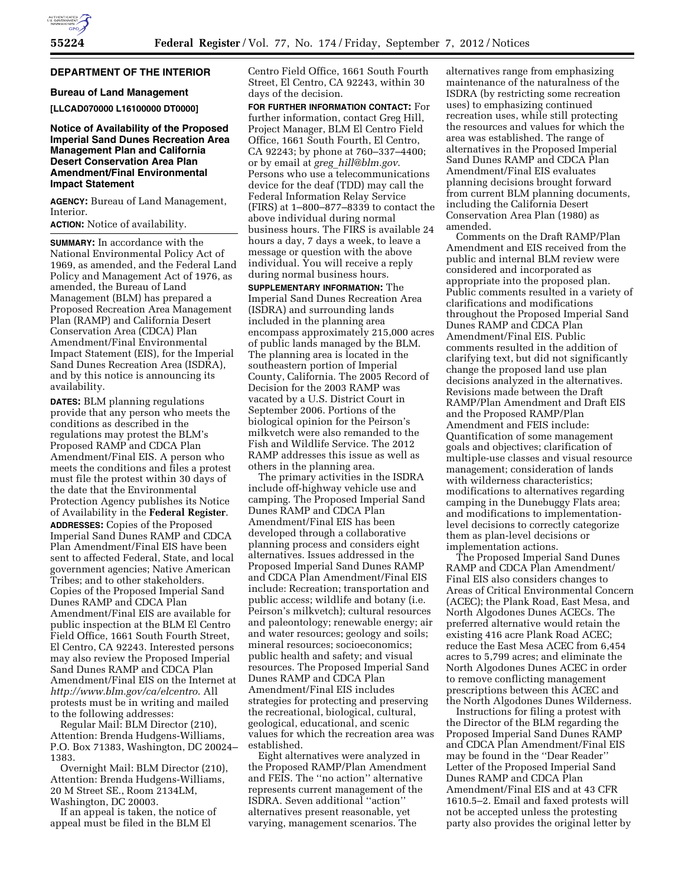## DEPARTMENT OF THE INTERIOR

### Bureau of Land Management

**[LLCAD070000 L16100000 DT0000]**

### Notice of Availability of the Proposed Imperial Sand Dunes Recreation Area Management Plan and California Desert Conservation Area Plan Amendment/Final Environmental Impact Statement

**AGENCY:** Bureau of Land Management, Interior.

**ACTION:** Notice of availability.

**SUMMARY:** In accordance with the National Environmental Policy Act of 1969, as amended, and the Federal Land Policy and Management Act of 1976, as amended, the Bureau of Land Management (BLM) has prepared a Proposed Recreation Area Management Plan (RAMP) and California Desert Conservation Area (CDCA) Plan Amendment/Final Environmental Impact Statement (EIS), for the Imperial Sand Dunes Recreation Area (ISDRA), and by this notice is announcing its availability.

**DATES:** BLM planning regulations provide that any person who meets the conditions as described in the regulations may protest the BLM's Proposed RAMP and CDCA Plan Amendment/Final EIS. A person who meets the conditions and files a protest must file the protest within 30 days of the date that the Environmental Protection Agency publishes its Notice of Availability in the **Federal Register**.

**ADDRESSES:** Copies of the Proposed Imperial Sand Dunes RAMP and CDCA Plan Amendment/Final EIS have been sent to affected Federal, State, and local government agencies; Native American Tribes; and to other stakeholders. Copies of the Proposed Imperial Sand Dunes RAMP and CDCA Plan Amendment/Final EIS are available for public inspection at the BLM El Centro Field Office, 1661 South Fourth Street, El Centro, CA 92243. Interested persons may also review the Proposed Imperial Sand Dunes RAMP and CDCA Plan Amendment/Final EIS on the Internet at *http://www.blm.gov/ca/elcentro*. All protests must be in writing and mailed to the following addresses:

Regular Mail: BLM Director (210), Attention: Brenda Hudgens-Williams, P.O. Box 71383, Washington, DC 20024–1383.

Overnight Mail: BLM Director (210), Attention: Brenda Hudgens-Williams, 20 M Street SE., Room 2134LM, Washington, DC 20003.

If an appeal is taken, the notice of appeal must be filed in the BLM El Centro Field Office, 1661 South Fourth Street, El Centro, CA 92243, within 30 days of the decision.

**FOR FURTHER INFORMATION CONTACT:** For further information, contact Greg Hill, Project Manager, BLM El Centro Field Office, 1661 South Fourth, El Centro, CA 92243; by phone at 760–337–4400; or by email at *greg_hill@blm.gov*. Persons who use a telecommunications device for the deaf (TDD) may call the Federal Information Relay Service (FIRS) at 1–800–877–8339 to contact the above individual during normal business hours. The FIRS is available 24 hours a day, 7 days a week, to leave a message or question with the above individual. You will receive a reply during normal business hours.

**SUPPLEMENTARY INFORMATION:** The Imperial Sand Dunes Recreation Area (ISDRA) and surrounding lands included in the planning area encompass approximately 215,000 acres of public lands managed by the BLM. The planning area is located in the southeastern portion of Imperial County, California. The 2005 Record of Decision for the 2003 RAMP was vacated by a U.S. District Court in September 2006. Portions of the biological opinion for the Peirson's milkvetch were also remanded to the Fish and Wildlife Service. The 2012 RAMP addresses this issue as well as others in the planning area.

The primary activities in the ISDRA include off-highway vehicle use and camping. The Proposed Imperial Sand Dunes RAMP and CDCA Plan Amendment/Final EIS has been developed through a collaborative planning process and considers eight alternatives. Issues addressed in the Proposed Imperial Sand Dunes RAMP and CDCA Plan Amendment/Final EIS include: Recreation; transportation and public access; wildlife and botany (i.e. Peirson's milkvetch); cultural resources and paleontology; renewable energy; air and water resources; geology and soils; mineral resources; socioeconomics; public health and safety; and visual resources. The Proposed Imperial Sand Dunes RAMP and CDCA Plan Amendment/Final EIS includes strategies for protecting and preserving the recreational, biological, cultural, geological, educational, and scenic values for which the recreation area was established.

Eight alternatives were analyzed in the Proposed RAMP/Plan Amendment and FEIS. The ''no action'' alternative represents current management of the ISDRA. Seven additional ''action'' alternatives present reasonable, yet varying, management scenarios. The alternatives range from emphasizing maintenance of the naturalness of the ISDRA (by restricting some recreation uses) to emphasizing continued recreation uses, while still protecting the resources and values for which the area was established. The range of alternatives in the Proposed Imperial Sand Dunes RAMP and CDCA Plan Amendment/Final EIS evaluates planning decisions brought forward from current BLM planning documents, including the California Desert Conservation Area Plan (1980) as amended.

Comments on the Draft RAMP/Plan Amendment and EIS received from the public and internal BLM review were considered and incorporated as appropriate into the proposed plan. Public comments resulted in a variety of clarifications and modifications throughout the Proposed Imperial Sand Dunes RAMP and CDCA Plan Amendment/Final EIS. Public comments resulted in the addition of clarifying text, but did not significantly change the proposed land use plan decisions analyzed in the alternatives. Revisions made between the Draft RAMP/Plan Amendment and Draft EIS and the Proposed RAMP/Plan Amendment and FEIS include: Quantification of some management goals and objectives; clarification of multiple-use classes and visual resource management; consideration of lands with wilderness characteristics; modifications to alternatives regarding camping in the Dunebuggy Flats area; and modifications to implementation-level decisions to correctly categorize them as plan-level decisions or implementation actions.

The Proposed Imperial Sand Dunes RAMP and CDCA Plan Amendment/Final EIS also considers changes to Areas of Critical Environmental Concern (ACEC); the Plank Road, East Mesa, and North Algodones Dunes ACECs. The preferred alternative would retain the existing 416 acre Plank Road ACEC; reduce the East Mesa ACEC from 6,454 acres to 5,799 acres; and eliminate the North Algodones Dunes ACEC in order to remove conflicting management prescriptions between this ACEC and the North Algodones Dunes Wilderness.

Instructions for filing a protest with the Director of the BLM regarding the Proposed Imperial Sand Dunes RAMP and CDCA Plan Amendment/Final EIS may be found in the ''Dear Reader'' Letter of the Proposed Imperial Sand Dunes RAMP and CDCA Plan Amendment/Final EIS and at 43 CFR 1610.5–2. Email and faxed protests will not be accepted unless the protesting party also provides the original letter by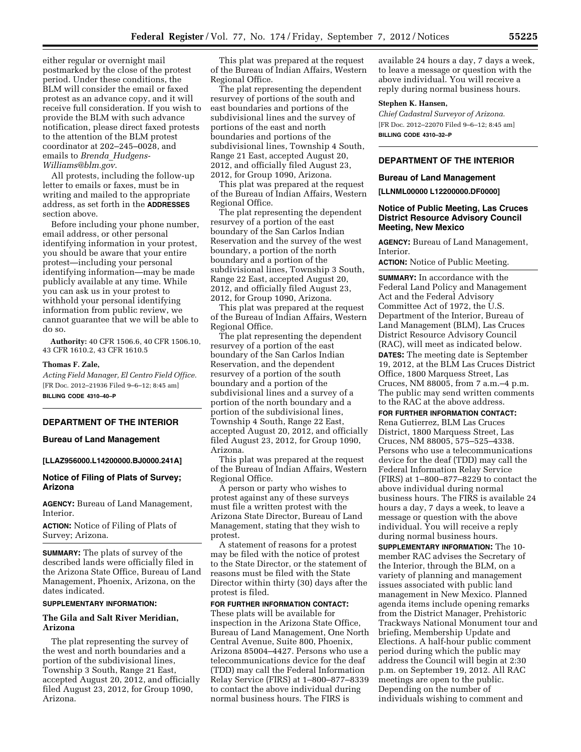either regular or overnight mail postmarked by the close of the protest period. Under these conditions, the BLM will consider the email or faxed protest as an advance copy, and it will receive full consideration. If you wish to provide the BLM with such advance notification, please direct faxed protests to the attention of the BLM protest coordinator at 202–245–0028, and emails to *Brenda_Hudgens-Williams@blm.gov.*

All protests, including the follow-up letter to emails or faxes, must be in writing and mailed to the appropriate address, as set forth in the **ADDRESSES** section above.

Before including your phone number, email address, or other personal identifying information in your protest, you should be aware that your entire protest—including your personal identifying information—may be made publicly available at any time. While you can ask us in your protest to withhold your personal identifying information from public review, we cannot guarantee that we will be able to do so.

**Authority:** 40 CFR 1506.6, 40 CFR 1506.10, 43 CFR 1610.2, 43 CFR 1610.5

**Thomas F. Zale,**

*Acting Field Manager, El Centro Field Office.*

[FR Doc. 2012–21936 Filed 9–6–12; 8:45 am]

**BILLING CODE 4310–40–P**

## DEPARTMENT OF THE INTERIOR

### Bureau of Land Management

**[LLAZ956000.L14200000.BJ0000.241A]**

### Notice of Filing of Plats of Survey; Arizona

**AGENCY:** Bureau of Land Management, Interior.

**ACTION:** Notice of Filing of Plats of Survey; Arizona.

**SUMMARY:** The plats of survey of the described lands were officially filed in the Arizona State Office, Bureau of Land Management, Phoenix, Arizona, on the dates indicated.

**SUPPLEMENTARY INFORMATION:**

#### The Gila and Salt River Meridian, Arizona

The plat representing the survey of the west and north boundaries and a portion of the subdivisional lines, Township 3 South, Range 21 East, accepted August 20, 2012, and officially filed August 23, 2012, for Group 1090, Arizona.

This plat was prepared at the request of the Bureau of Indian Affairs, Western Regional Office.

The plat representing the dependent resurvey of portions of the south and east boundaries and portions of the subdivisional lines and the survey of portions of the east and north boundaries and portions of the subdivisional lines, Township 4 South, Range 21 East, accepted August 20, 2012, and officially filed August 23, 2012, for Group 1090, Arizona.

This plat was prepared at the request of the Bureau of Indian Affairs, Western Regional Office.

The plat representing the dependent resurvey of a portion of the east boundary of the San Carlos Indian Reservation and the survey of the west boundary, a portion of the north boundary and a portion of the subdivisional lines, Township 3 South, Range 22 East, accepted August 20, 2012, and officially filed August 23, 2012, for Group 1090, Arizona.

This plat was prepared at the request of the Bureau of Indian Affairs, Western Regional Office.

The plat representing the dependent resurvey of a portion of the east boundary of the San Carlos Indian Reservation, and the dependent resurvey of a portion of the south boundary and a portion of the subdivisional lines and a survey of a portion of the north boundary and a portion of the subdivisional lines, Township 4 South, Range 22 East, accepted August 20, 2012, and officially filed August 23, 2012, for Group 1090, Arizona.

This plat was prepared at the request of the Bureau of Indian Affairs, Western Regional Office.

A person or party who wishes to protest against any of these surveys must file a written protest with the Arizona State Director, Bureau of Land Management, stating that they wish to protest.

A statement of reasons for a protest may be filed with the notice of protest to the State Director, or the statement of reasons must be filed with the State Director within thirty (30) days after the protest is filed.

**FOR FURTHER INFORMATION CONTACT:** These plats will be available for inspection in the Arizona State Office, Bureau of Land Management, One North Central Avenue, Suite 800, Phoenix, Arizona 85004–4427. Persons who use a telecommunications device for the deaf (TDD) may call the Federal Information Relay Service (FIRS) at 1–800–877–8339 to contact the above individual during normal business hours. The FIRS is available 24 hours a day, 7 days a week, to leave a message or question with the above individual. You will receive a reply during normal business hours.

**Stephen K. Hansen,**

*Chief Cadastral Surveyor of Arizona.*

[FR Doc. 2012–22070 Filed 9–6–12; 8:45 am]

**BILLING CODE 4310–32–P**

## DEPARTMENT OF THE INTERIOR

### Bureau of Land Management

**[LLNML00000 L12200000.DF0000]**

### Notice of Public Meeting, Las Cruces District Resource Advisory Council Meeting, New Mexico

**AGENCY:** Bureau of Land Management, Interior.

**ACTION:** Notice of Public Meeting.

**SUMMARY:** In accordance with the Federal Land Policy and Management Act and the Federal Advisory Committee Act of 1972, the U.S. Department of the Interior, Bureau of Land Management (BLM), Las Cruces District Resource Advisory Council (RAC), will meet as indicated below.

**DATES:** The meeting date is September 19, 2012, at the BLM Las Cruces District Office, 1800 Marquess Street, Las Cruces, NM 88005, from 7 a.m.–4 p.m. The public may send written comments to the RAC at the above address.

**FOR FURTHER INFORMATION CONTACT:** Rena Gutierrez, BLM Las Cruces District, 1800 Marquess Street, Las Cruces, NM 88005, 575–525–4338. Persons who use a telecommunications device for the deaf (TDD) may call the Federal Information Relay Service (FIRS) at 1–800–877–8229 to contact the above individual during normal business hours. The FIRS is available 24 hours a day, 7 days a week, to leave a message or question with the above individual. You will receive a reply during normal business hours.

**SUPPLEMENTARY INFORMATION:** The 10-member RAC advises the Secretary of the Interior, through the BLM, on a variety of planning and management issues associated with public land management in New Mexico. Planned agenda items include opening remarks from the District Manager, Prehistoric Trackways National Monument tour and briefing, Membership Update and Elections. A half-hour public comment period during which the public may address the Council will begin at 2:30 p.m. on September 19, 2012. All RAC meetings are open to the public. Depending on the number of individuals wishing to comment and